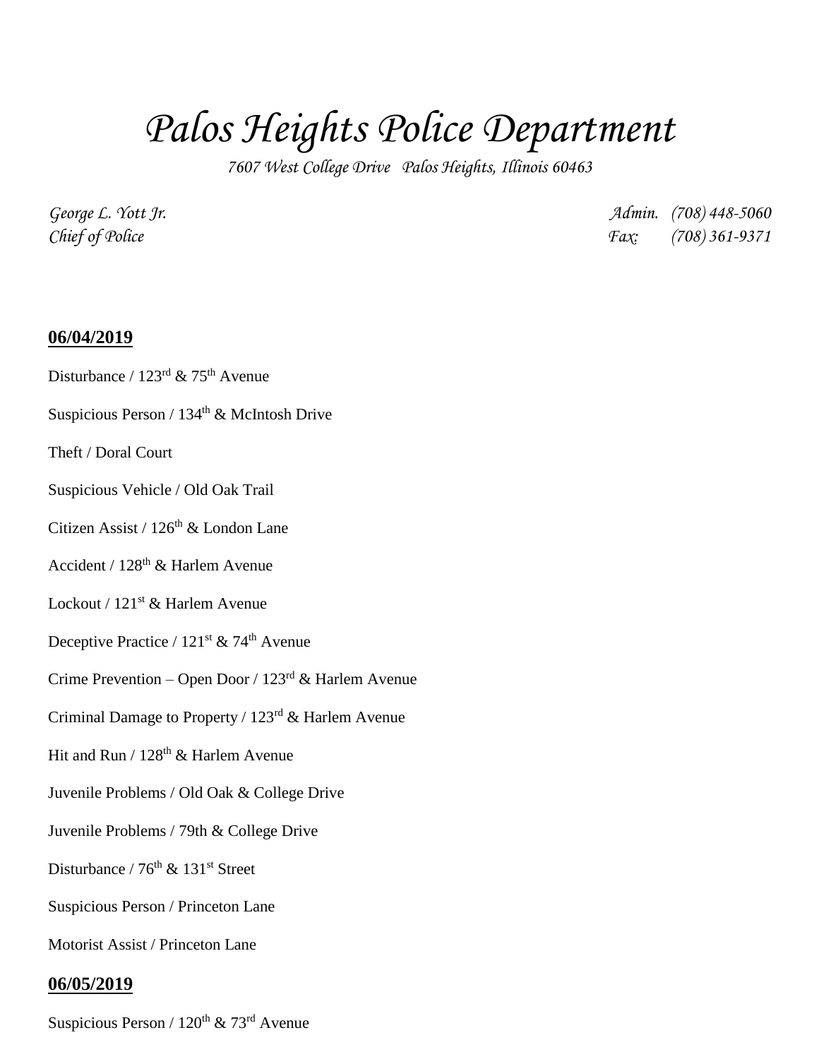# *Palos Heights Police Department*

*7607 West College Drive Palos Heights, Illinois 60463*

*George L. Yott Jr.*
*Chief of Police*

*Admin. (708) 448-5060*
*Fax: (708) 361-9371*

**06/04/2019**

Disturbance / 123rd & 75th Avenue

Suspicious Person / 134th & McIntosh Drive

Theft / Doral Court

Suspicious Vehicle / Old Oak Trail

Citizen Assist / 126th & London Lane

Accident / 128th & Harlem Avenue

Lockout / 121st & Harlem Avenue

Deceptive Practice / 121st & 74th Avenue

Crime Prevention – Open Door / 123rd & Harlem Avenue

Criminal Damage to Property / 123rd & Harlem Avenue

Hit and Run / 128th & Harlem Avenue

Juvenile Problems / Old Oak & College Drive

Juvenile Problems / 79th & College Drive

Disturbance / 76th & 131st Street

Suspicious Person / Princeton Lane

Motorist Assist / Princeton Lane

**06/05/2019**

Suspicious Person / 120th & 73rd Avenue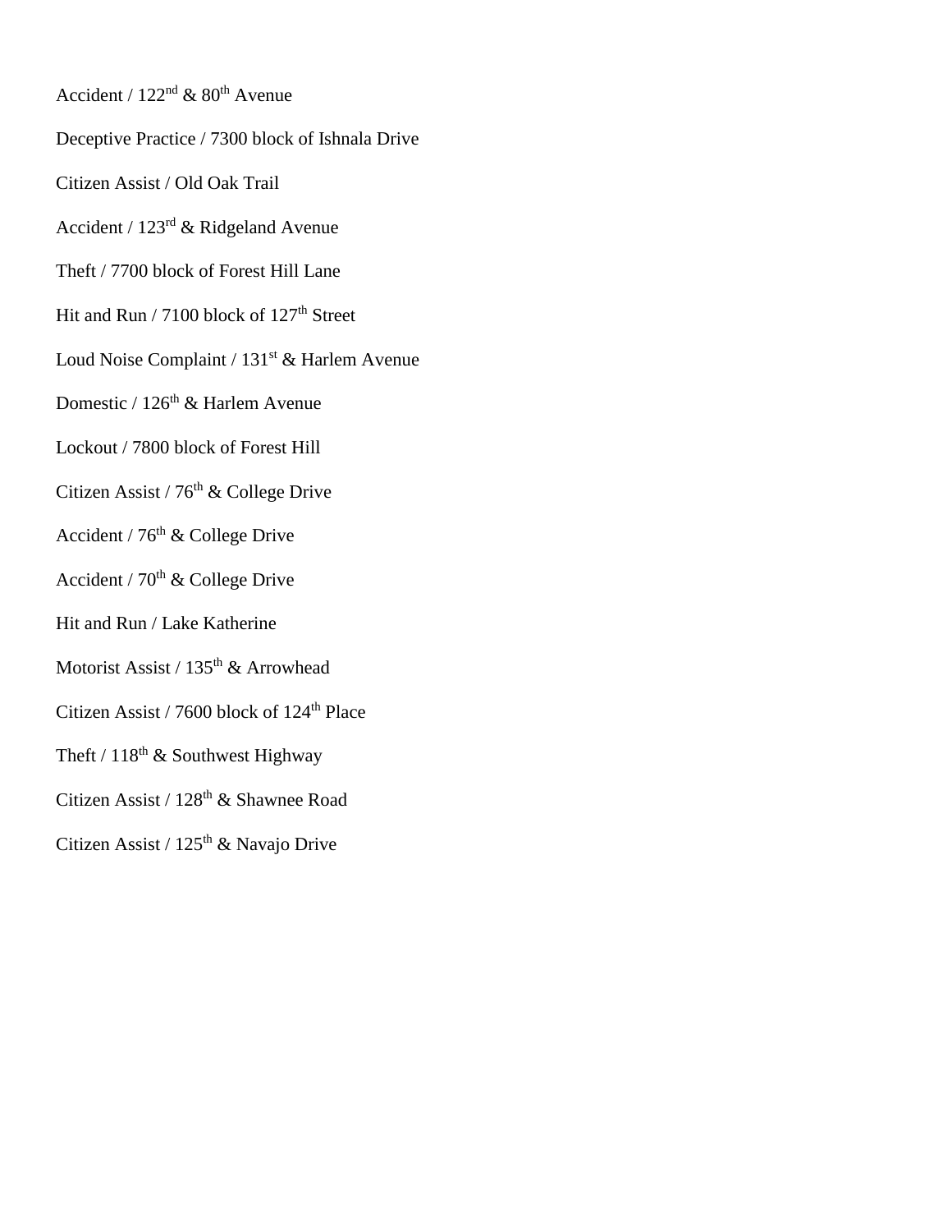Accident / 122nd & 80th Avenue

Deceptive Practice / 7300 block of Ishnala Drive

Citizen Assist / Old Oak Trail

Accident / 123rd & Ridgeland Avenue

Theft / 7700 block of Forest Hill Lane

Hit and Run / 7100 block of 127th Street

Loud Noise Complaint / 131st & Harlem Avenue

Domestic / 126th & Harlem Avenue

Lockout / 7800 block of Forest Hill

Citizen Assist / 76th & College Drive

Accident / 76th & College Drive

Accident / 70th & College Drive

Hit and Run / Lake Katherine

Motorist Assist / 135th & Arrowhead

Citizen Assist / 7600 block of 124th Place

Theft / 118th & Southwest Highway

Citizen Assist / 128th & Shawnee Road

Citizen Assist / 125th & Navajo Drive